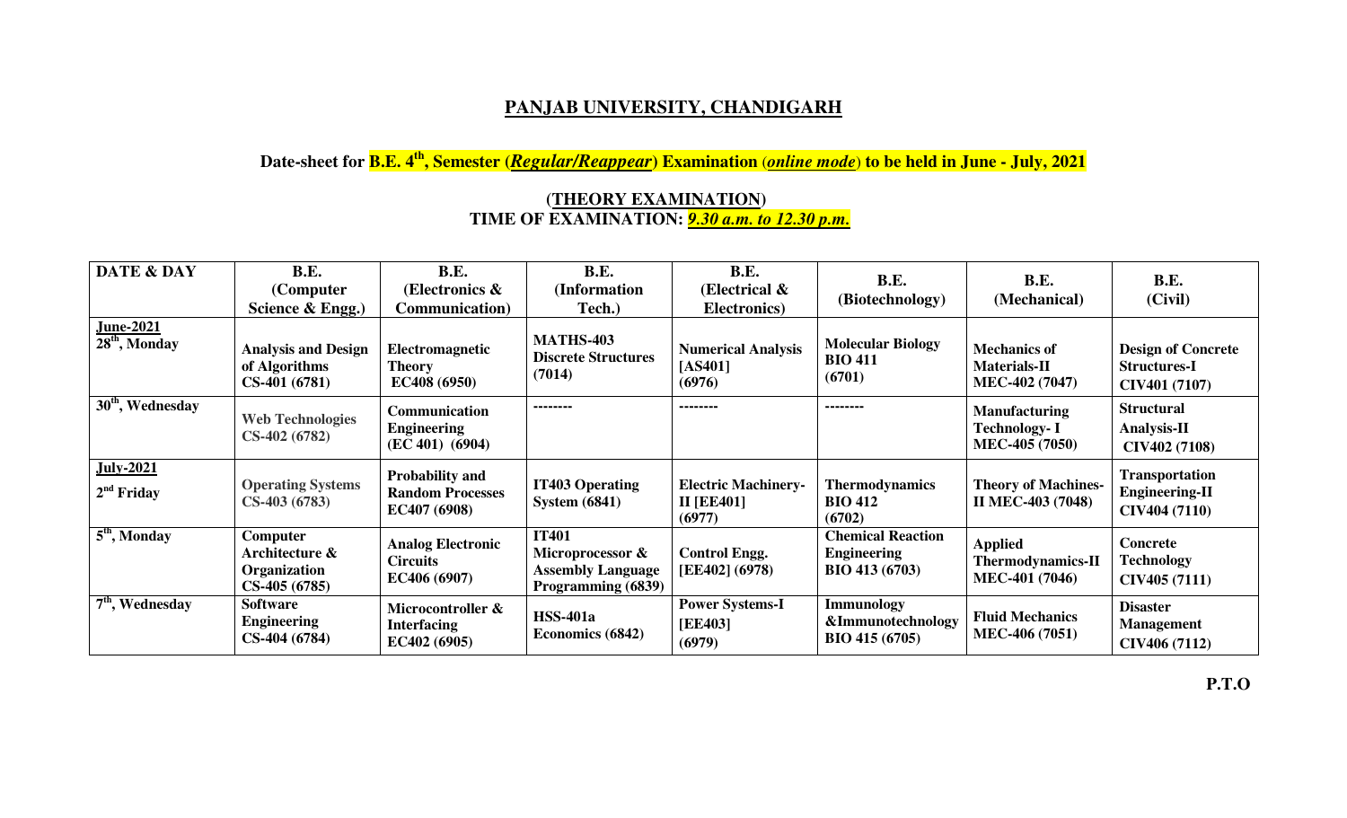# PANJAB UNIVERSITY, CHANDIGARH

**Date-sheet for B.E. 4th, Semester (*Regular/Reappear*) Examination (*online mode*) to be held in June - July, 2021**

**(THEORY EXAMINATION)**
**TIME OF EXAMINATION: *9.30 a.m. to 12.30 p.m.***

| DATE & DAY | B.E. (Computer Science & Engg.) | B.E. (Electronics & Communication) | B.E. (Information Tech.) | B.E. (Electrical & Electronics) | B.E. (Biotechnology) | B.E. (Mechanical) | B.E. (Civil) |
|---|---|---|---|---|---|---|---|
| **June-2021** 28th, Monday | Analysis and Design of Algorithms CS-401 (6781) | Electromagnetic Theory EC408 (6950) | MATHS-403 Discrete Structures (7014) | Numerical Analysis [AS401] (6976) | Molecular Biology BIO 411 (6701) | Mechanics of Materials-II MEC-402 (7047) | Design of Concrete Structures-I CIV401 (7107) |
| 30th, Wednesday | Web Technologies CS-402 (6782) | Communication Engineering (EC 401) (6904) | -------- | -------- | -------- | Manufacturing Technology- I MEC-405 (7050) | Structural Analysis-II CIV402 (7108) |
| **July-2021** 2nd Friday | Operating Systems CS-403 (6783) | Probability and Random Processes EC407 (6908) | IT403 Operating System (6841) | Electric Machinery-II [EE401] (6977) | Thermodynamics BIO 412 (6702) | Theory of Machines-II MEC-403 (7048) | Transportation Engineering-II CIV404 (7110) |
| 5th, Monday | Computer Architecture & Organization CS-405 (6785) | Analog Electronic Circuits EC406 (6907) | IT401 Microprocessor & Assembly Language Programming (6839) | Control Engg. [EE402] (6978) | Chemical Reaction Engineering BIO 413 (6703) | Applied Thermodynamics-II MEC-401 (7046) | Concrete Technology CIV405 (7111) |
| 7th, Wednesday | Software Engineering CS-404 (6784) | Microcontroller & Interfacing EC402 (6905) | HSS-401a Economics (6842) | Power Systems-I [EE403] (6979) | Immunology &Immunotechnology BIO 415 (6705) | Fluid Mechanics MEC-406 (7051) | Disaster Management CIV406 (7112) |

**P.T.O**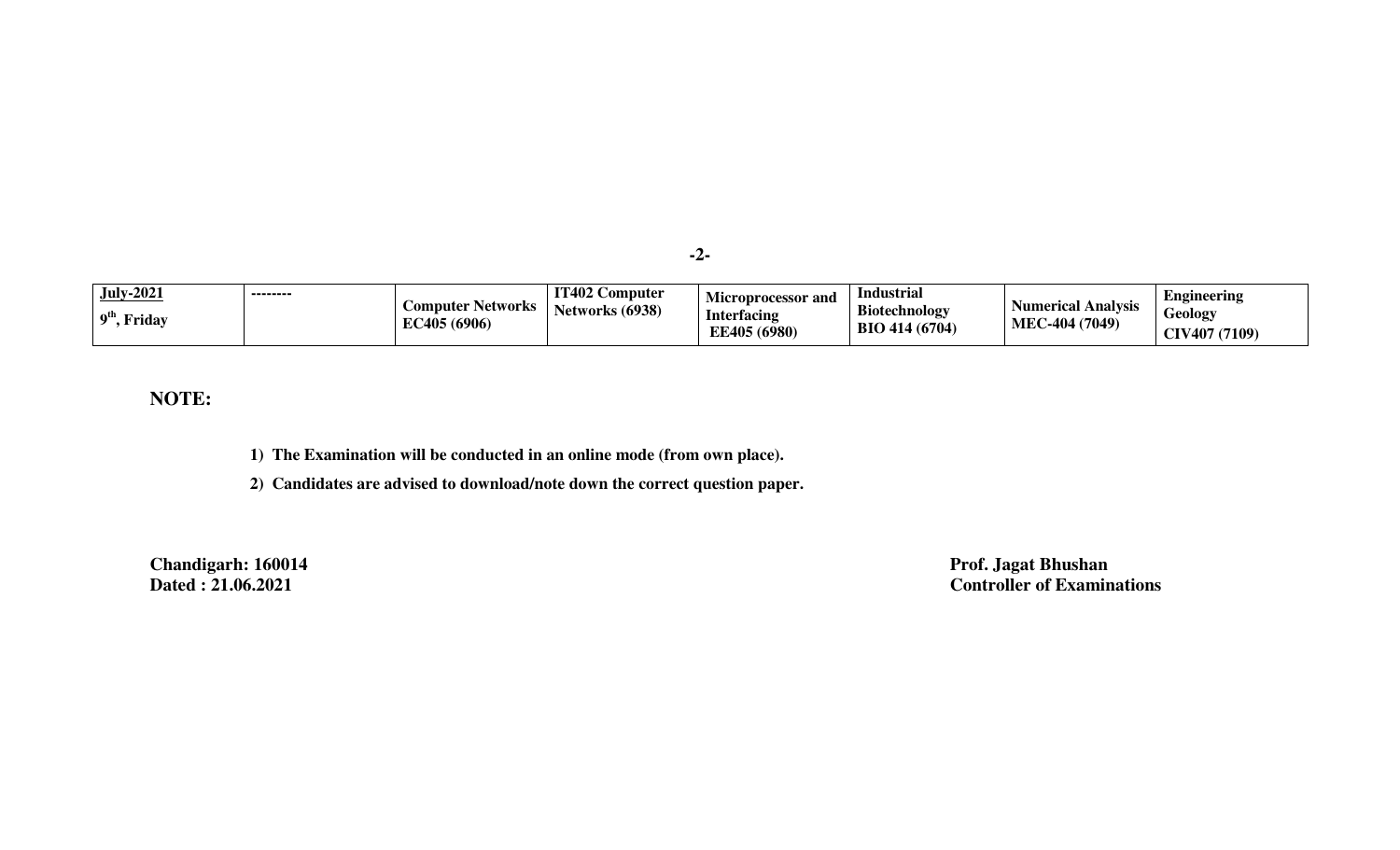| | | | | | | | |
|---|---|---|---|---|---|---|---|
| **July-2021** 9th, Friday | -------- | **Computer Networks EC405 (6906)** | **IT402 Computer Networks (6938)** | **Microprocessor and Interfacing EE405 (6980)** | **Industrial Biotechnology BIO 414 (6704)** | **Numerical Analysis MEC-404 (7049)** | **Engineering Geology CIV407 (7109)** |

**NOTE:**

1) **The Examination will be conducted in an online mode (from own place).**
2) **Candidates are advised to download/note down the correct question paper.**

**Chandigarh: 160014**
**Dated : 21.06.2021**

**Prof. Jagat Bhushan**
**Controller of Examinations**